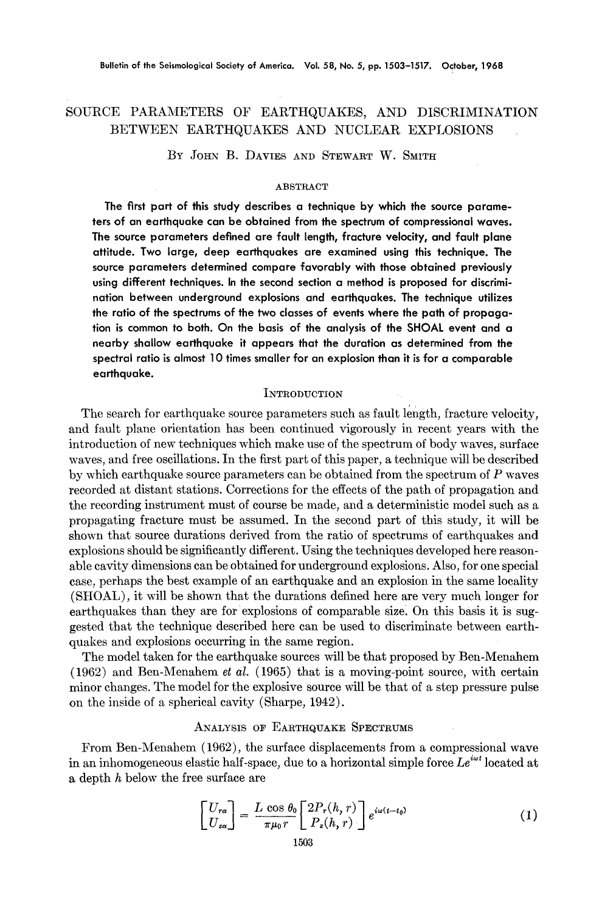# SOURCE PARAMETERS OF EARTHQUAKES, AND DISCRIMINATION BETWEEN EARTHQUAKES AND NUCLEAR EXPLOSIONS

By John B. Davies and Stewart W. Smith

## ABSTRACT

**The first part of this study describes a technique by which the source parameters of an earthquake can be obtained from the spectrum of compressional waves. The source parameters defined are fault length, fracture velocity, and fault plane attitude. Two large, deep earthquakes are examined using this technique. The source parameters determined compare favorably with those obtained previously using different techniques. In the second section a method is proposed for discrimination between underground explosions and earthquakes. The technique utilizes the ratio of the spectrums of the two classes of events where the path of propagation is common to both. On the basis of the analysis of the SHOAL event and a nearby shallow earthquake it appears that the duration as determined from the spectral ratio is almost 10 times smaller for an explosion than it is for a comparable earthquake.**

## Introduction

The search for earthquake source parameters such as fault length, fracture velocity, and fault plane orientation has been continued vigorously in recent years with the introduction of new techniques which make use of the spectrum of body waves, surface waves, and free oscillations. In the first part of this paper, a technique will be described by which earthquake source parameters can be obtained from the spectrum of $P$ waves recorded at distant stations. Corrections for the effects of the path of propagation and the recording instrument must of course be made, and a deterministic model such as a propagating fracture must be assumed. In the second part of this study, it will be shown that source durations derived from the ratio of spectrums of earthquakes and explosions should be significantly different. Using the techniques developed here reasonable cavity dimensions can be obtained for underground explosions. Also, for one special case, perhaps the best example of an earthquake and an explosion in the same locality (SHOAL), it will be shown that the durations defined here are very much longer for earthquakes than they are for explosions of comparable size. On this basis it is suggested that the technique described here can be used to discriminate between earthquakes and explosions occurring in the same region.

The model taken for the earthquake sources will be that proposed by Ben-Menahem (1962) and Ben-Menahem *et al.* (1965) that is a moving-point source, with certain minor changes. The model for the explosive source will be that of a step pressure pulse on the inside of a spherical cavity (Sharpe, 1942).

## Analysis of Earthquake Spectrums

From Ben-Menahem (1962), the surface displacements from a compressional wave in an inhomogeneous elastic half-space, due to a horizontal simple force $Le^{i\omega t}$ located at a depth $h$ below the free surface are

$$\begin{bmatrix} U_{r\alpha} \\ U_{z\alpha} \end{bmatrix} = \frac{L \cos \theta_0}{\pi \mu_0 r} \begin{bmatrix} 2P_r(h, r) \\ P_z(h, r) \end{bmatrix} e^{i\omega(t-t_0)} \tag{1}$$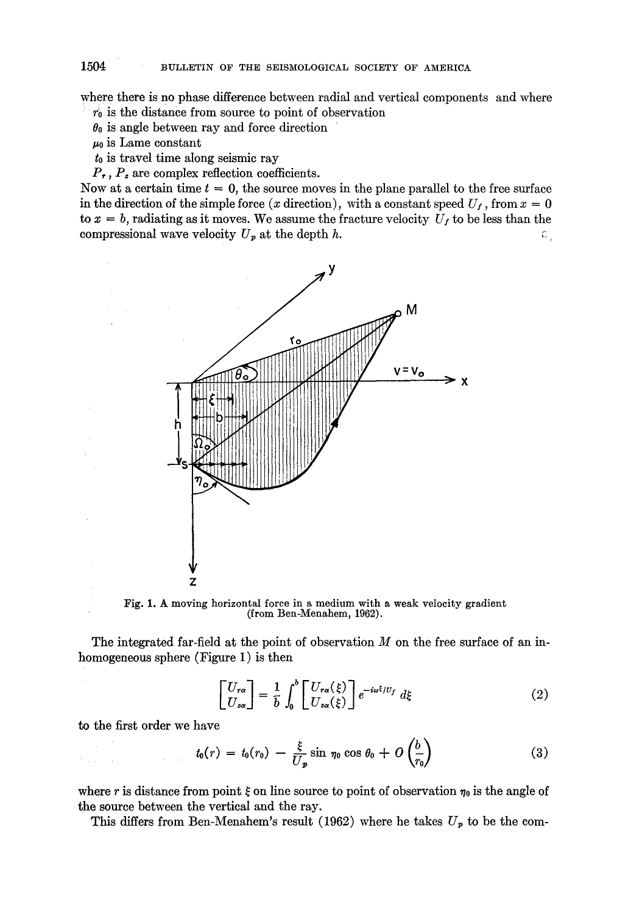where there is no phase difference between radial and vertical components and where

$r_0$ is the distance from source to point of observation

$\theta_0$ is angle between ray and force direction

$\mu_0$ is Lame constant

$t_0$ is travel time along seismic ray

$P_r$, $P_z$ are complex reflection coefficients.

Now at a certain time $t = 0$, the source moves in the plane parallel to the free surface in the direction of the simple force ($x$ direction), with a constant speed $U_f$, from $x = 0$ to $x = b$, radiating as it moves. We assume the fracture velocity $U_f$ to be less than the compressional wave velocity $U_p$ at the depth $h$.

Fig. 1. A moving horizontal force in a medium with a weak velocity gradient (from Ben-Menahem, 1962).

The integrated far-field at the point of observation $M$ on the free surface of an inhomogeneous sphere (Figure 1) is then

$$\begin{bmatrix} U_{r\alpha} \\ U_{z\alpha} \end{bmatrix} = \frac{1}{b} \int_0^b \begin{bmatrix} U_{r\alpha}(\xi) \\ U_{z\alpha}(\xi) \end{bmatrix} e^{-i\omega\xi/U_f} \, d\xi \tag{2}$$

to the first order we have

$$t_0(r) = t_0(r_0) - \frac{\xi}{U_p} \sin \eta_0 \cos \theta_0 + O\left(\frac{b}{r_0}\right) \tag{3}$$

where $r$ is distance from point $\xi$ on line source to point of observation $\eta_0$ is the angle of the source between the vertical and the ray.

This differs from Ben-Menahem's result (1962) where he takes $U_p$ to be the com-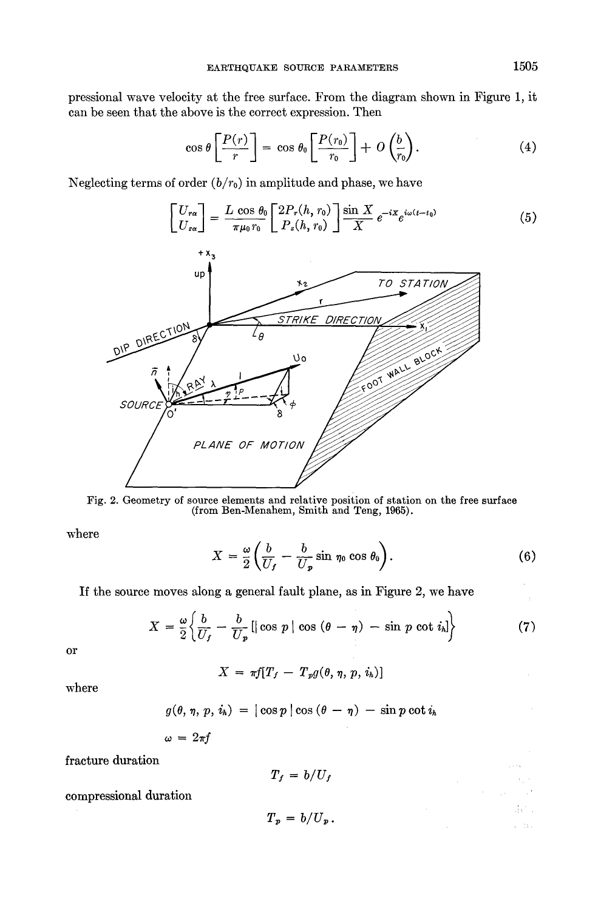pressional wave velocity at the free surface. From the diagram shown in Figure 1, it can be seen that the above is the correct expression. Then

$$\cos\theta\left[\frac{P(r)}{r}\right] = \cos\theta_0\left[\frac{P(r_0)}{r_0}\right] + O\left(\frac{b}{r_0}\right). \tag{4}$$

Neglecting terms of order $(b/r_0)$ in amplitude and phase, we have

$$\begin{bmatrix} U_{r\alpha} \\ U_{z\alpha} \end{bmatrix} = \frac{L\cos\theta_0}{\pi\mu_0 r_0}\begin{bmatrix} 2P_r(h, r_0) \\ P_z(h, r_0) \end{bmatrix}\frac{\sin X}{X}e^{-iX}e^{i\omega(t-t_0)} \tag{5}$$

Fig. 2. Geometry of source elements and relative position of station on the free surface (from Ben-Menahem, Smith and Teng, 1965).

where

$$X = \frac{\omega}{2}\left(\frac{b}{U_f} - \frac{b}{U_p}\sin\eta_0\cos\theta_0\right). \tag{6}$$

If the source moves along a general fault plane, as in Figure 2, we have

$$X = \frac{\omega}{2}\left\{\frac{b}{U_f} - \frac{b}{U_p}\left[|\cos p|\cos(\theta - \eta) - \sin p\cot i_h\right]\right\} \tag{7}$$

or

$$X = \pi f[T_f - T_p g(\theta, \eta, p, i_h)]$$

where

$$g(\theta, \eta, p, i_h) = |\cos p|\cos(\theta - \eta) - \sin p\cot i_h$$

$$\omega = 2\pi f$$

fracture duration

$$T_f = b/U_f$$

compressional duration

$$T_p = b/U_p.$$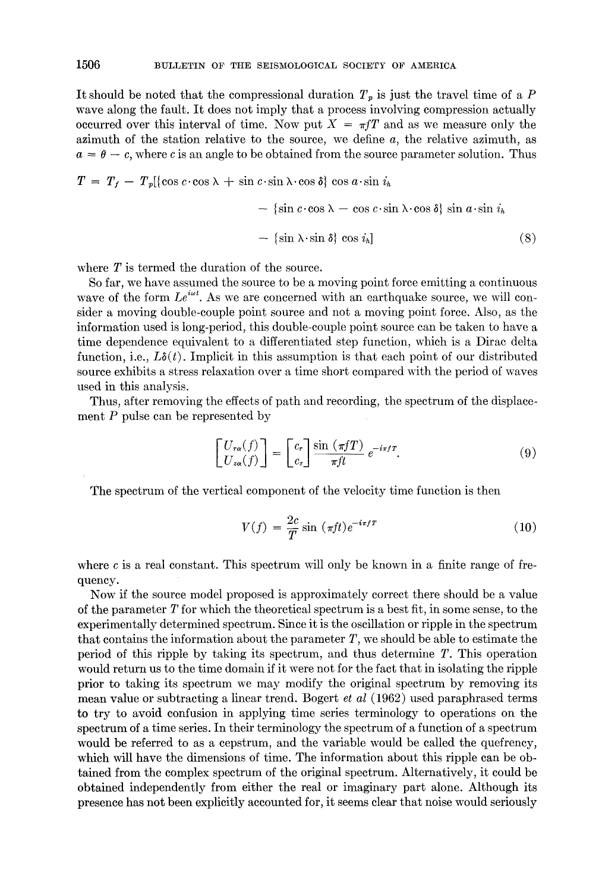It should be noted that the compressional duration $T_p$ is just the travel time of a $P$ wave along the fault. It does not imply that a process involving compression actually occurred over this interval of time. Now put $X = \pi f T$ and as we measure only the azimuth of the station relative to the source, we define $a$, the relative azimuth, as $a = \theta - c$, where $c$ is an angle to be obtained from the source parameter solution. Thus

$$
\begin{aligned}
T = T_f - T_p[\{\cos c \cdot \cos \lambda + \sin c \cdot \sin \lambda \cdot \cos \delta\} \cos a \cdot \sin i_h \\
- \{\sin c \cdot \cos \lambda - \cos c \cdot \sin \lambda \cdot \cos \delta\} \sin a \cdot \sin i_h \\
- \{\sin \lambda \cdot \sin \delta\} \cos i_h]
\end{aligned}
\tag{8}
$$

where $T$ is termed the duration of the source.

So far, we have assumed the source to be a moving point force emitting a continuous wave of the form $Le^{i\omega t}$. As we are concerned with an earthquake source, we will consider a moving double-couple point source and not a moving point force. Also, as the information used is long-period, this double-couple point source can be taken to have a time dependence equivalent to a differentiated step function, which is a Dirac delta function, i.e., $L\delta(t)$. Implicit in this assumption is that each point of our distributed source exhibits a stress relaxation over a time short compared with the period of waves used in this analysis.

Thus, after removing the effects of path and recording, the spectrum of the displacement $P$ pulse can be represented by

$$
\begin{bmatrix} U_{ra}(f) \\ U_{za}(f) \end{bmatrix} = \begin{bmatrix} c_r \\ c_z \end{bmatrix} \frac{\sin (\pi f T)}{\pi f t} e^{-i\pi f T}. \tag{9}
$$

The spectrum of the vertical component of the velocity time function is then

$$
V(f) = \frac{2c}{T} \sin (\pi f t) e^{-i\pi f T} \tag{10}
$$

where $c$ is a real constant. This spectrum will only be known in a finite range of frequency.

Now if the source model proposed is approximately correct there should be a value of the parameter $T$ for which the theoretical spectrum is a best fit, in some sense, to the experimentally determined spectrum. Since it is the oscillation or ripple in the spectrum that contains the information about the parameter $T$, we should be able to estimate the period of this ripple by taking its spectrum, and thus determine $T$. This operation would return us to the time domain if it were not for the fact that in isolating the ripple prior to taking its spectrum we may modify the original spectrum by removing its mean value or subtracting a linear trend. Bogert *et al* (1962) used paraphrased terms to try to avoid confusion in applying time series terminology to operations on the spectrum of a time series. In their terminology the spectrum of a function of a spectrum would be referred to as a cepstrum, and the variable would be called the quefrency, which will have the dimensions of time. The information about this ripple can be obtained from the complex spectrum of the original spectrum. Alternatively, it could be obtained independently from either the real or imaginary part alone. Although its presence has not been explicitly accounted for, it seems clear that noise would seriously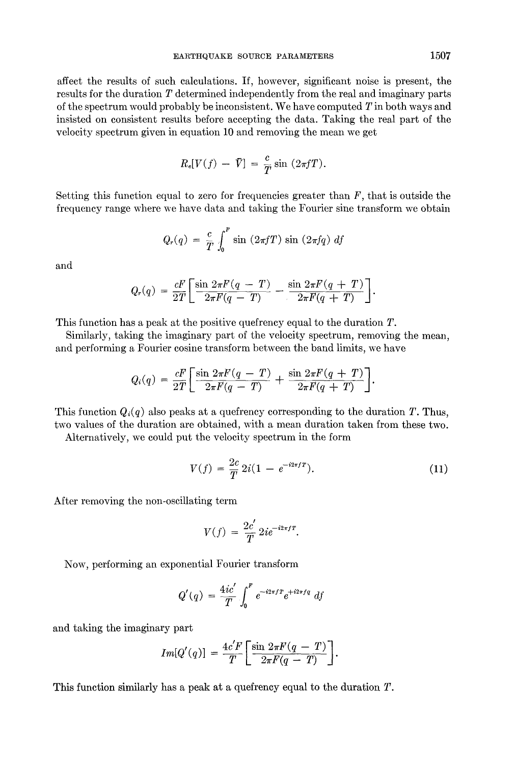affect the results of such calculations. If, however, significant noise is present, the results for the duration $T$ determined independently from the real and imaginary parts of the spectrum would probably be inconsistent. We have computed $T$ in both ways and insisted on consistent results before accepting the data. Taking the real part of the velocity spectrum given in equation 10 and removing the mean we get

$$R_e[V(f) - \bar{V}] = \frac{c}{T} \sin (2\pi f T).$$

Setting this function equal to zero for frequencies greater than $F$, that is outside the frequency range where we have data and taking the Fourier sine transform we obtain

$$Q_r(q) = \frac{c}{T} \int_0^F \sin (2\pi f T) \sin (2\pi f q) \, df$$

and

$$Q_r(q) = \frac{cF}{2T} \left[ \frac{\sin 2\pi F(q - T)}{2\pi F(q - T)} - \frac{\sin 2\pi F(q + T)}{2\pi F(q + T)} \right].$$

This function has a peak at the positive quefrency equal to the duration $T$.

Similarly, taking the imaginary part of the velocity spectrum, removing the mean, and performing a Fourier cosine transform between the band limits, we have

$$Q_i(q) = \frac{cF}{2T} \left[ \frac{\sin 2\pi F(q - T)}{2\pi F(q - T)} + \frac{\sin 2\pi F(q + T)}{2\pi F(q + T)} \right].$$

This function $Q_i(q)$ also peaks at a quefrency corresponding to the duration $T$. Thus, two values of the duration are obtained, with a mean duration taken from these two.

Alternatively, we could put the velocity spectrum in the form

$$V(f) = \frac{2c}{T} 2i(1 - e^{-i2\pi f T}). \tag{11}$$

After removing the non-oscillating term

$$V(f) = \frac{2c'}{T} 2ie^{-i2\pi f T}.$$

Now, performing an exponential Fourier transform

$$Q'(q) = \frac{4ic'}{T} \int_0^F e^{-i2\pi f T} e^{+i2\pi f q} \, df$$

and taking the imaginary part

$$Im[Q'(q)] = \frac{4c'F}{T} \left[ \frac{\sin 2\pi F(q - T)}{2\pi F(q - T)} \right].$$

This function similarly has a peak at a quefrency equal to the duration $T$.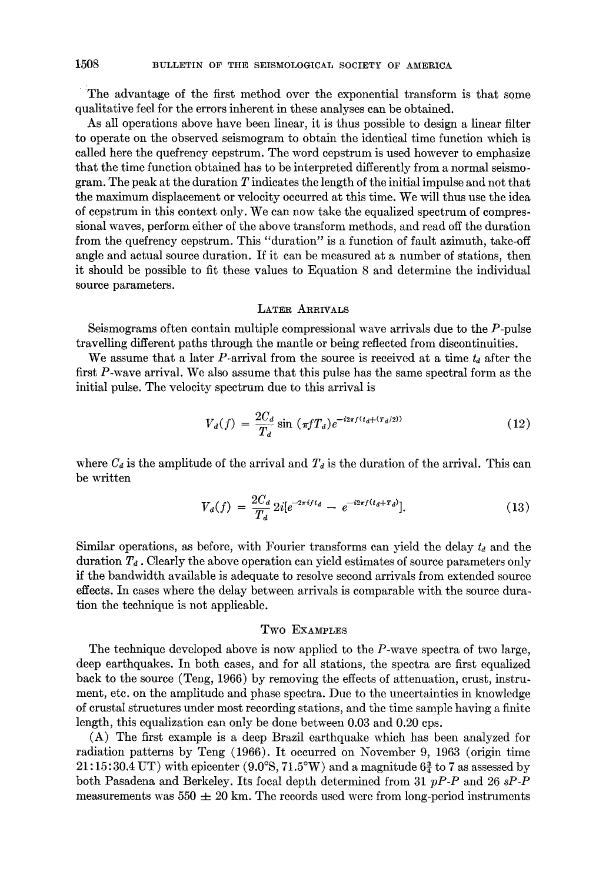The advantage of the first method over the exponential transform is that some qualitative feel for the errors inherent in these analyses can be obtained.

As all operations above have been linear, it is thus possible to design a linear filter to operate on the observed seismogram to obtain the identical time function which is called here the quefrency cepstrum. The word cepstrum is used however to emphasize that the time function obtained has to be interpreted differently from a normal seismogram. The peak at the duration $T$ indicates the length of the initial impulse and not that the maximum displacement or velocity occurred at this time. We will thus use the idea of cepstrum in this context only. We can now take the equalized spectrum of compressional waves, perform either of the above transform methods, and read off the duration from the quefrency cepstrum. This "duration" is a function of fault azimuth, take-off angle and actual source duration. If it can be measured at a number of stations, then it should be possible to fit these values to Equation 8 and determine the individual source parameters.

## Later Arrivals

Seismograms often contain multiple compressional wave arrivals due to the $P$-pulse travelling different paths through the mantle or being reflected from discontinuities.

We assume that a later $P$-arrival from the source is received at a time $t_d$ after the first $P$-wave arrival. We also assume that this pulse has the same spectral form as the initial pulse. The velocity spectrum due to this arrival is

$$V_d(f) = \frac{2C_d}{T_d} \sin(\pi f T_d) e^{-i2\pi f(t_d + (T_d/2))} \tag{12}$$

where $C_d$ is the amplitude of the arrival and $T_d$ is the duration of the arrival. This can be written

$$V_d(f) = \frac{2C_d}{T_d} 2i[e^{-2\pi i f t_d} - e^{-i2\pi f(t_d + T_d)}]. \tag{13}$$

Similar operations, as before, with Fourier transforms can yield the delay $t_d$ and the duration $T_d$. Clearly the above operation can yield estimates of source parameters only if the bandwidth available is adequate to resolve second arrivals from extended source effects. In cases where the delay between arrivals is comparable with the source duration the technique is not applicable.

## Two Examples

The technique developed above is now applied to the $P$-wave spectra of two large, deep earthquakes. In both cases, and for all stations, the spectra are first equalized back to the source (Teng, 1966) by removing the effects of attenuation, crust, instrument, etc. on the amplitude and phase spectra. Due to the uncertainties in knowledge of crustal structures under most recording stations, and the time sample having a finite length, this equalization can only be done between 0.03 and 0.20 cps.

(A) The first example is a deep Brazil earthquake which has been analyzed for radiation patterns by Teng (1966). It occurred on November 9, 1963 (origin time 21:15:30.4 UT) with epicenter (9.0°S, 71.5°W) and a magnitude $6\frac{3}{4}$ to 7 as assessed by both Pasadena and Berkeley. Its focal depth determined from 31 $pP$-$P$ and 26 $sP$-$P$ measurements was 550 ± 20 km. The records used were from long-period instruments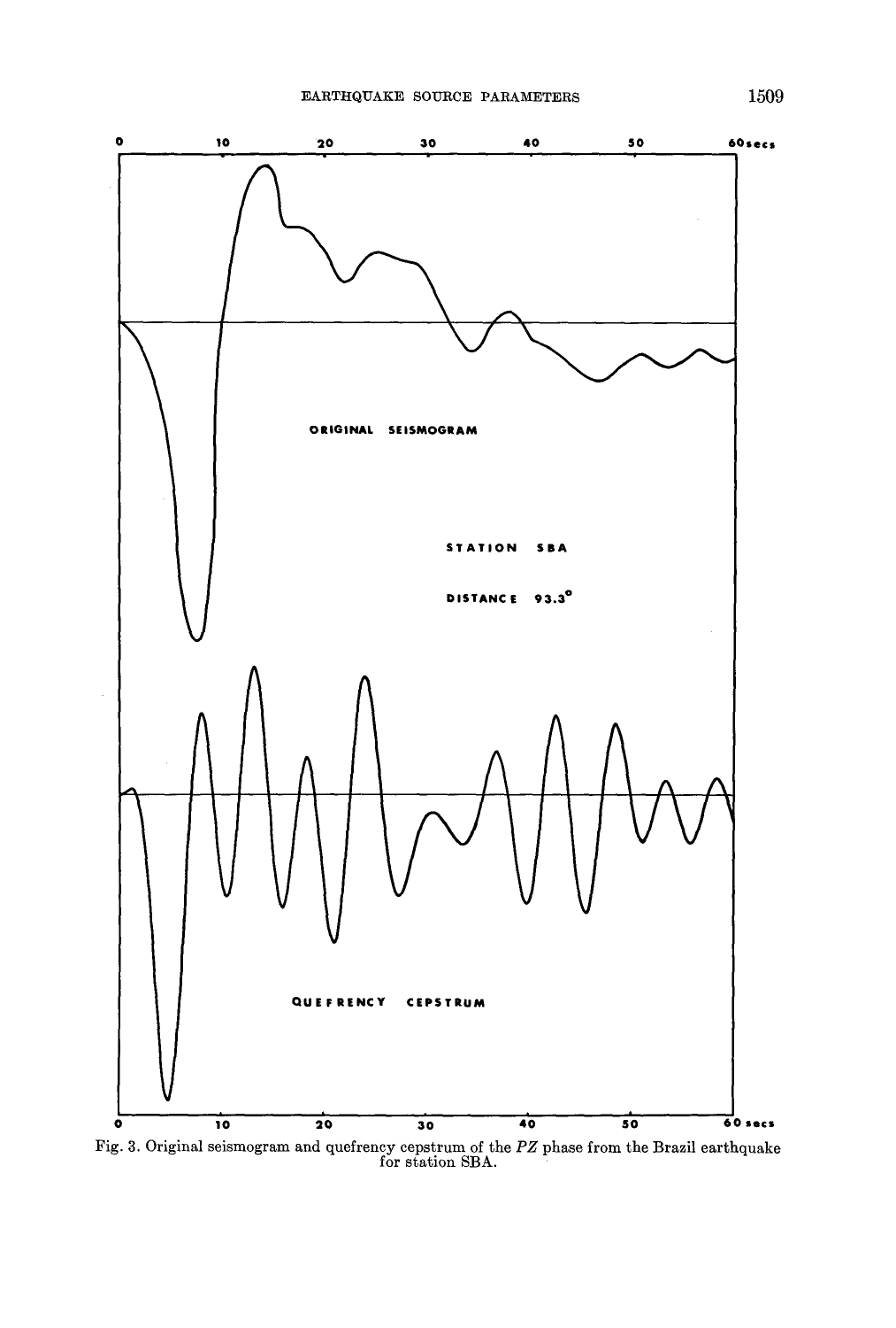Fig. 3. Original seismogram and quefrency cepstrum of the *PZ* phase from the Brazil earthquake for station SBA.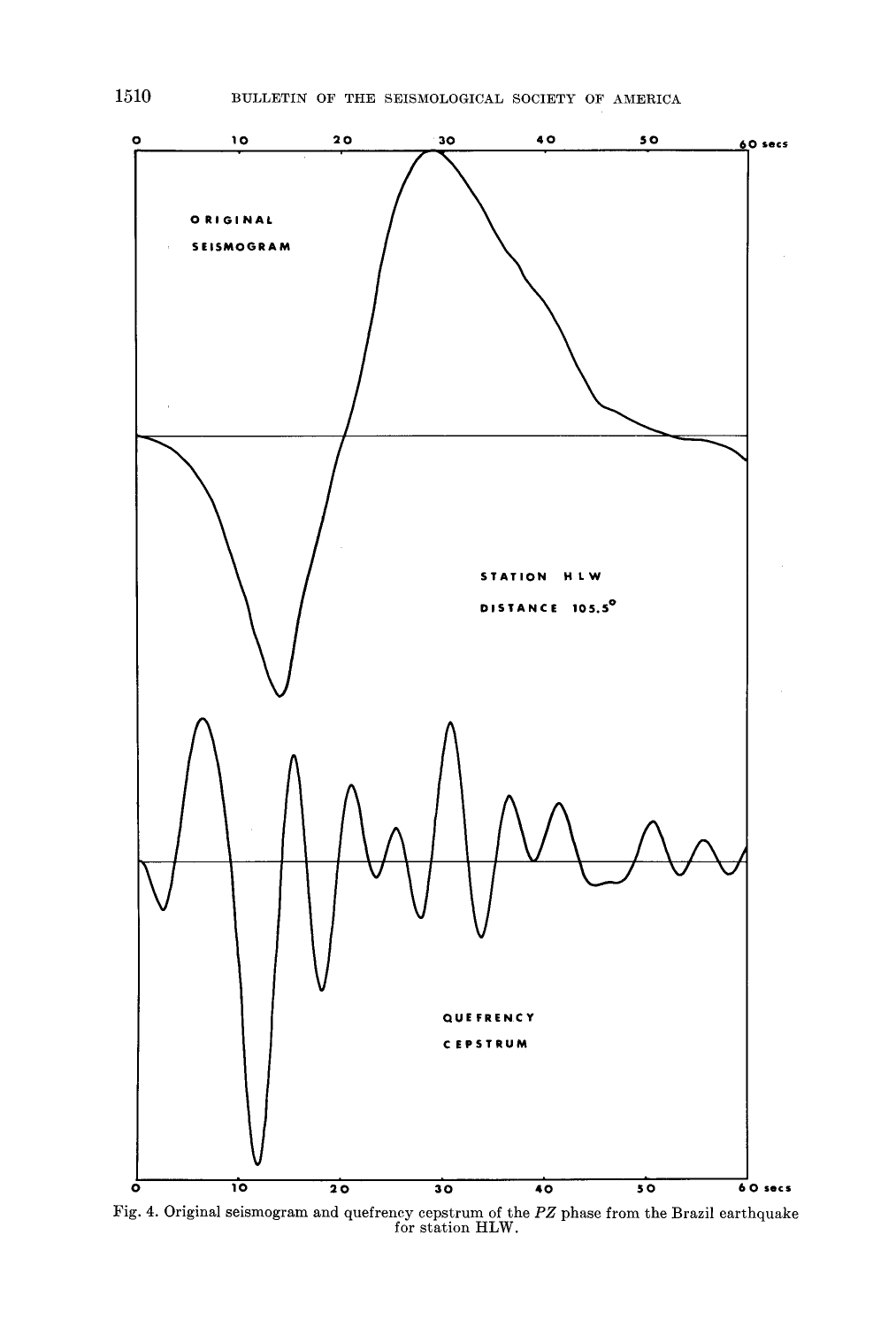Fig. 4. Original seismogram and quefrency cepstrum of the *PZ* phase from the Brazil earthquake for station HLW.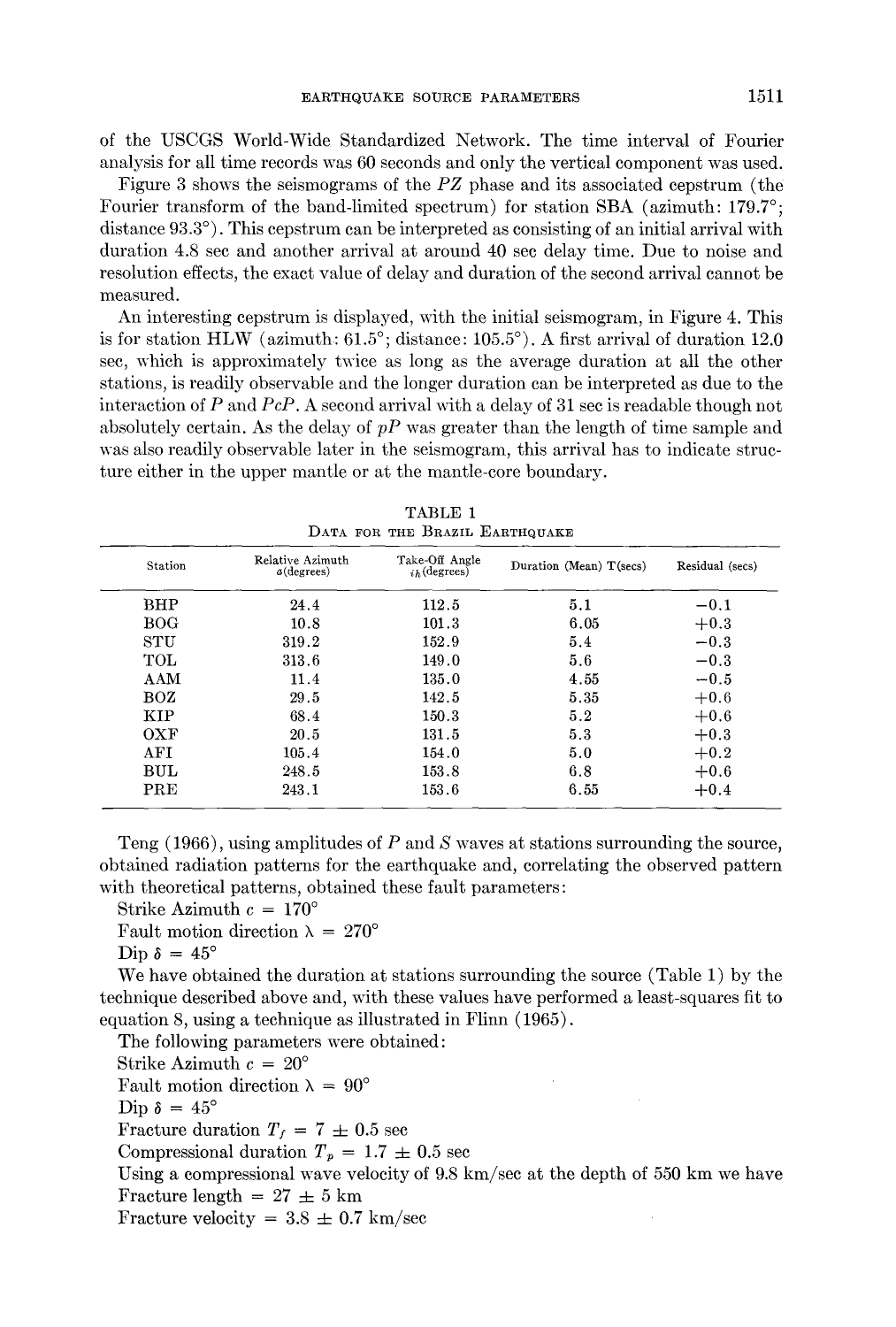of the USCGS World-Wide Standardized Network. The time interval of Fourier analysis for all time records was 60 seconds and only the vertical component was used.

Figure 3 shows the seismograms of the *PZ* phase and its associated cepstrum (the Fourier transform of the band-limited spectrum) for station SBA (azimuth: 179.7°; distance 93.3°). This cepstrum can be interpreted as consisting of an initial arrival with duration 4.8 sec and another arrival at around 40 sec delay time. Due to noise and resolution effects, the exact value of delay and duration of the second arrival cannot be measured.

An interesting cepstrum is displayed, with the initial seismogram, in Figure 4. This is for station HLW (azimuth: 61.5°; distance: 105.5°). A first arrival of duration 12.0 sec, which is approximately twice as long as the average duration at all the other stations, is readily observable and the longer duration can be interpreted as due to the interaction of *P* and *PcP*. A second arrival with a delay of 31 sec is readable though not absolutely certain. As the delay of *pP* was greater than the length of time sample and was also readily observable later in the seismogram, this arrival has to indicate structure either in the upper mantle or at the mantle-core boundary.

TABLE 1
DATA FOR THE BRAZIL EARTHQUAKE

| Station | Relative Azimuth $a$(degrees) | Take-Off Angle $i_h$(degrees) | Duration (Mean) T(secs) | Residual (secs) |
|---|---|---|---|---|
| BHP | 24.4 | 112.5 | 5.1 | −0.1 |
| BOG | 10.8 | 101.3 | 6.05 | +0.3 |
| STU | 319.2 | 152.9 | 5.4 | −0.3 |
| TOL | 313.6 | 149.0 | 5.6 | −0.3 |
| AAM | 11.4 | 135.0 | 4.55 | −0.5 |
| BOZ | 29.5 | 142.5 | 5.35 | +0.6 |
| KIP | 68.4 | 150.3 | 5.2 | +0.6 |
| OXF | 20.5 | 131.5 | 5.3 | +0.3 |
| AFI | 105.4 | 154.0 | 5.0 | +0.2 |
| BUL | 248.5 | 153.8 | 6.8 | +0.6 |
| PRE | 243.1 | 153.6 | 6.55 | +0.4 |

Teng (1966), using amplitudes of *P* and *S* waves at stations surrounding the source, obtained radiation patterns for the earthquake and, correlating the observed pattern with theoretical patterns, obtained these fault parameters:

Strike Azimuth $c = 170°$
Fault motion direction $\lambda = 270°$
Dip $\delta = 45°$

We have obtained the duration at stations surrounding the source (Table 1) by the technique described above and, with these values have performed a least-squares fit to equation 8, using a technique as illustrated in Flinn (1965).

The following parameters were obtained:

Strike Azimuth $c = 20°$
Fault motion direction $\lambda = 90°$
Dip $\delta = 45°$
Fracture duration $T_f = 7 \pm 0.5$ sec
Compressional duration $T_p = 1.7 \pm 0.5$ sec

Using a compressional wave velocity of 9.8 km/sec at the depth of 550 km we have

Fracture length $= 27 \pm 5$ km
Fracture velocity $= 3.8 \pm 0.7$ km/sec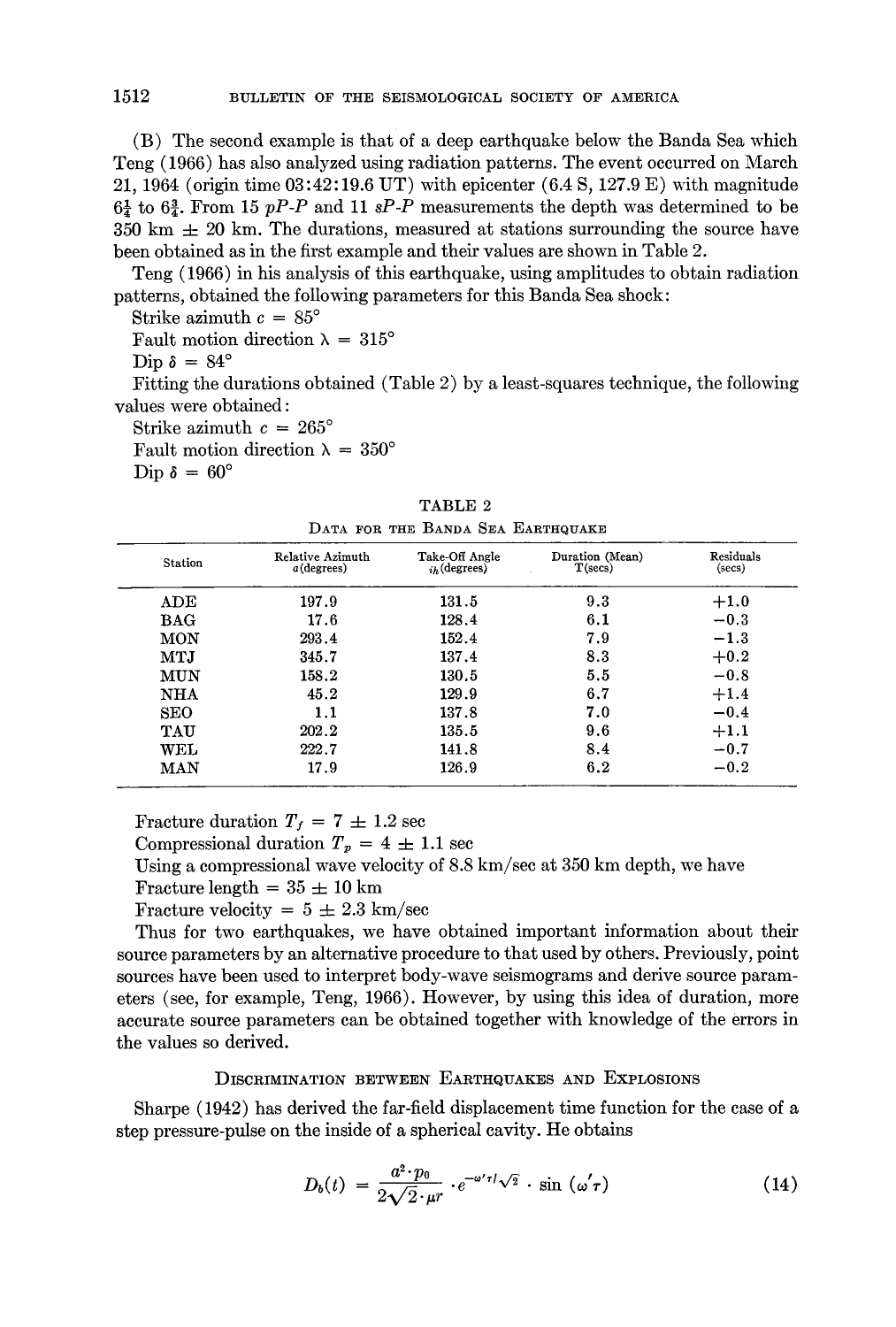(B) The second example is that of a deep earthquake below the Banda Sea which Teng (1966) has also analyzed using radiation patterns. The event occurred on March 21, 1964 (origin time 03:42:19.6 UT) with epicenter (6.4 S, 127.9 E) with magnitude $6\frac{1}{4}$ to $6\frac{3}{4}$. From 15 *pP-P* and 11 *sP-P* measurements the depth was determined to be 350 km ± 20 km. The durations, measured at stations surrounding the source have been obtained as in the first example and their values are shown in Table 2.

Teng (1966) in his analysis of this earthquake, using amplitudes to obtain radiation patterns, obtained the following parameters for this Banda Sea shock:

Strike azimuth $c = 85°$

Fault motion direction $\lambda = 315°$

Dip $\delta = 84°$

Fitting the durations obtained (Table 2) by a least-squares technique, the following values were obtained:

Strike azimuth $c = 265°$

Fault motion direction $\lambda = 350°$

Dip $\delta = 60°$

TABLE 2

Data for the Banda Sea Earthquake

| Station | Relative Azimuth $a$(degrees) | Take-Off Angle $i_h$(degrees) | Duration (Mean) T(secs) | Residuals (secs) |
|---|---|---|---|---|
| ADE | 197.9 | 131.5 | 9.3 | +1.0 |
| BAG | 17.6 | 128.4 | 6.1 | −0.3 |
| MON | 293.4 | 152.4 | 7.9 | −1.3 |
| MTJ | 345.7 | 137.4 | 8.3 | +0.2 |
| MUN | 158.2 | 130.5 | 5.5 | −0.8 |
| NHA | 45.2 | 129.9 | 6.7 | +1.4 |
| SEO | 1.1 | 137.8 | 7.0 | −0.4 |
| TAU | 202.2 | 135.5 | 9.6 | +1.1 |
| WEL | 222.7 | 141.8 | 8.4 | −0.7 |
| MAN | 17.9 | 126.9 | 6.2 | −0.2 |

Fracture duration $T_f = 7 \pm 1.2$ sec

Compressional duration $T_p = 4 \pm 1.1$ sec

Using a compressional wave velocity of 8.8 km/sec at 350 km depth, we have

Fracture length = 35 ± 10 km

Fracture velocity = 5 ± 2.3 km/sec

Thus for two earthquakes, we have obtained important information about their source parameters by an alternative procedure to that used by others. Previously, point sources have been used to interpret body-wave seismograms and derive source parameters (see, for example, Teng, 1966). However, by using this idea of duration, more accurate source parameters can be obtained together with knowledge of the errors in the values so derived.

## Discrimination between Earthquakes and Explosions

Sharpe (1942) has derived the far-field displacement time function for the case of a step pressure-pulse on the inside of a spherical cavity. He obtains

$$D_b(t) = \frac{a^2 \cdot p_0}{2\sqrt{2} \cdot \mu r} \cdot e^{-\omega' \tau / \sqrt{2}} \cdot \sin(\omega' \tau) \tag{14}$$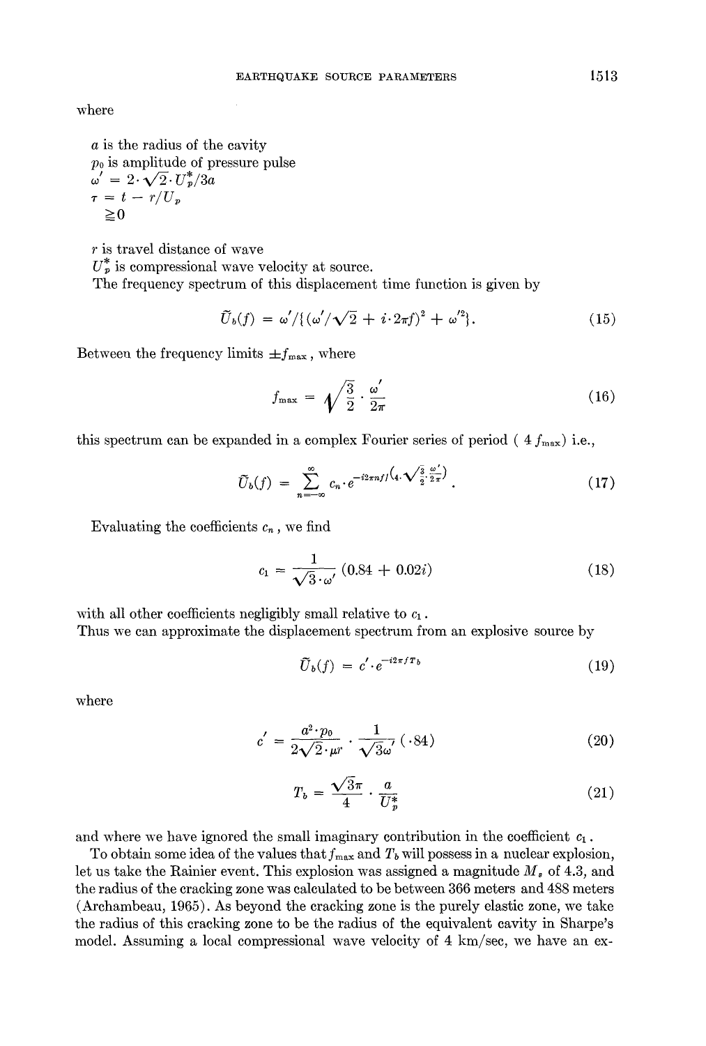where

$a$ is the radius of the cavity
$p_0$ is amplitude of pressure pulse
$\omega' = 2 \cdot \sqrt{2} \cdot U_p^*/3a$
$\tau = t - r/U_p$
$\geqq 0$

$r$ is travel distance of wave
$U_p^*$ is compressional wave velocity at source.
The frequency spectrum of this displacement time function is given by

$$\tilde{U}_b(f) = \omega'/\{(\omega'/\sqrt{2} + i \cdot 2\pi f)^2 + \omega'^2\}. \tag{15}$$

Between the frequency limits $\pm f_{\max}$, where

$$f_{\max} = \sqrt{\frac{3}{2}} \cdot \frac{\omega'}{2\pi} \tag{16}$$

this spectrum can be expanded in a complex Fourier series of period ( $4 f_{\max}$) i.e.,

$$\tilde{U}_b(f) = \sum_{n=-\infty}^{\infty} c_n \cdot e^{-i2\pi n f / \left(4 \cdot \sqrt{\frac{3}{2}} \cdot \frac{\omega'}{2\pi}\right)}. \tag{17}$$

Evaluating the coefficients $c_n$, we find

$$c_1 = \frac{1}{\sqrt{3} \cdot \omega'} (0.84 + 0.02i) \tag{18}$$

with all other coefficients negligibly small relative to $c_1$.
Thus we can approximate the displacement spectrum from an explosive source by

$$\tilde{U}_b(f) = c' \cdot e^{-i2\pi f T_b} \tag{19}$$

where

$$c' = \frac{a^2 \cdot p_0}{2\sqrt{2} \cdot \mu r} \cdot \frac{1}{\sqrt{3}\omega'} (\cdot 84) \tag{20}$$

$$T_b = \frac{\sqrt{3}\pi}{4} \cdot \frac{a}{U_p^*} \tag{21}$$

and where we have ignored the small imaginary contribution in the coefficient $c_1$.

To obtain some idea of the values that $f_{\max}$ and $T_b$ will possess in a nuclear explosion, let us take the Rainier event. This explosion was assigned a magnitude $M_s$ of 4.3, and the radius of the cracking zone was calculated to be between 366 meters and 488 meters (Archambeau, 1965). As beyond the cracking zone is the purely elastic zone, we take the radius of this cracking zone to be the radius of the equivalent cavity in Sharpe's model. Assuming a local compressional wave velocity of 4 km/sec, we have an ex-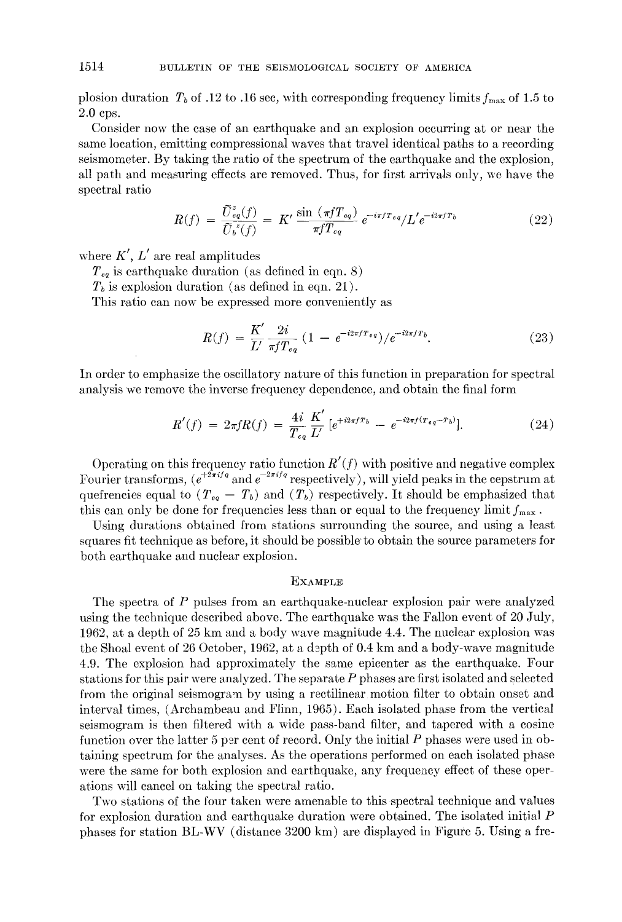plosion duration $T_b$ of .12 to .16 sec, with corresponding frequency limits $f_{max}$ of 1.5 to 2.0 cps.

Consider now the case of an earthquake and an explosion occurring at or near the same location, emitting compressional waves that travel identical paths to a recording seismometer. By taking the ratio of the spectrum of the earthquake and the explosion, all path and measuring effects are removed. Thus, for first arrivals only, we have the spectral ratio

$$R(f) = \frac{\bar{U}_{eq}^{z}(f)}{\bar{U}_{b}^{z}(f)} = K' \frac{\sin(\pi f T_{eq})}{\pi f T_{eq}} e^{-i\pi f T_{eq}} / L' e^{-i2\pi f T_b} \tag{22}$$

where $K'$, $L'$ are real amplitudes

$T_{eq}$ is earthquake duration (as defined in eqn. 8)

$T_b$ is explosion duration (as defined in eqn. 21).

This ratio can now be expressed more conveniently as

$$R(f) = \frac{K'}{L'} \frac{2i}{\pi f T_{eq}} (1 - e^{-i2\pi f T_{eq}}) / e^{-i2\pi f T_b}. \tag{23}$$

In order to emphasize the oscillatory nature of this function in preparation for spectral analysis we remove the inverse frequency dependence, and obtain the final form

$$R'(f) = 2\pi f R(f) = \frac{4i}{T_{eq}} \frac{K'}{L'} [e^{+i2\pi f T_b} - e^{-i2\pi f (T_{eq} - T_b)}]. \tag{24}$$

Operating on this frequency ratio function $R'(f)$ with positive and negative complex Fourier transforms, ($e^{+2\pi i f q}$ and $e^{-2\pi i f q}$ respectively), will yield peaks in the cepstrum at quefrencies equal to $(T_{eq} - T_b)$ and $(T_b)$ respectively. It should be emphasized that this can only be done for frequencies less than or equal to the frequency limit $f_{max}$.

Using durations obtained from stations surrounding the source, and using a least squares fit technique as before, it should be possible to obtain the source parameters for both earthquake and nuclear explosion.

## Example

The spectra of $P$ pulses from an earthquake-nuclear explosion pair were analyzed using the technique described above. The earthquake was the Fallon event of 20 July, 1962, at a depth of 25 km and a body wave magnitude 4.4. The nuclear explosion was the Shoal event of 26 October, 1962, at a depth of 0.4 km and a body-wave magnitude 4.9. The explosion had approximately the same epicenter as the earthquake. Four stations for this pair were analyzed. The separate $P$ phases are first isolated and selected from the original seismogram by using a rectilinear motion filter to obtain onset and interval times, (Archambeau and Flinn, 1965). Each isolated phase from the vertical seismogram is then filtered with a wide pass-band filter, and tapered with a cosine function over the latter 5 per cent of record. Only the initial $P$ phases were used in obtaining spectrum for the analyses. As the operations performed on each isolated phase were the same for both explosion and earthquake, any frequency effect of these operations will cancel on taking the spectral ratio.

Two stations of the four taken were amenable to this spectral technique and values for explosion duration and earthquake duration were obtained. The isolated initial $P$ phases for station BL-WV (distance 3200 km) are displayed in Figure 5. Using a fre-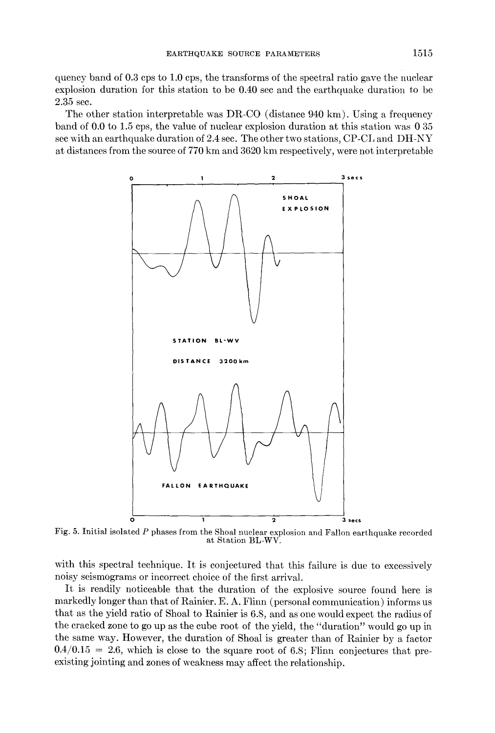quency band of 0.3 cps to 1.0 cps, the transforms of the spectral ratio gave the nuclear explosion duration for this station to be 0.40 sec and the earthquake duration to be 2.35 sec.

The other station interpretable was DR-CO (distance 940 km). Using a frequency band of 0.0 to 1.5 cps, the value of nuclear explosion duration at this station was 0 35 sec with an earthquake duration of 2.4 sec. The other two stations, CP-CL and DH-NY at distances from the source of 770 km and 3620 km respectively, were not interpretable

Fig. 5. Initial isolated $P$ phases from the Shoal nuclear explosion and Fallon earthquake recorded at Station BL-WV.

with this spectral technique. It is conjectured that this failure is due to excessively noisy seismograms or incorrect choice of the first arrival.

It is readily noticeable that the duration of the explosive source found here is markedly longer than that of Rainier. E. A. Flinn (personal communication) informs us that as the yield ratio of Shoal to Rainier is 6.8, and as one would expect the radius of the cracked zone to go up as the cube root of the yield, the "duration" would go up in the same way. However, the duration of Shoal is greater than of Rainier by a factor $0.4/0.15 = 2.6$, which is close to the square root of 6.8; Flinn conjectures that pre-existing jointing and zones of weakness may affect the relationship.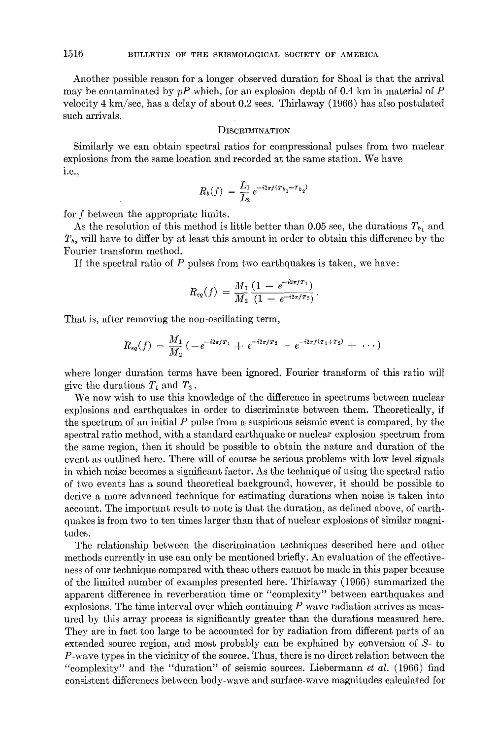Another possible reason for a longer observed duration for Shoal is that the arrival may be contaminated by $pP$ which, for an explosion depth of 0.4 km in material of $P$ velocity 4 km/sec, has a delay of about 0.2 secs. Thirlaway (1966) has also postulated such arrivals.

## Discrimination

Similarly we can obtain spectral ratios for compressional pulses from two nuclear explosions from the same location and recorded at the same station. We have i.e.,

$$R_b(f) = \frac{L_1}{L_2} e^{-i2\pi f(T_{b_1} - T_{b_2})}$$

for $f$ between the appropriate limits.

As the resolution of this method is little better than 0.05 sec, the durations $T_{b_1}$ and $T_{b_2}$ will have to differ by at least this amount in order to obtain this difference by the Fourier transform method.

If the spectral ratio of $P$ pulses from two earthquakes is taken, we have:

$$R_{eq}(f) = \frac{M_1}{M_2} \frac{(1 - e^{-i2\pi f T_1})}{(1 - e^{-i2\pi f T_2})}.$$

That is, after removing the non-oscillating term,

$$R_{eq}(f) = \frac{M_1}{M_2} (-e^{-i2\pi f T_1} + e^{-i2\pi f T_2} - e^{-i2\pi f(T_1 + T_2)} + \cdots)$$

where longer duration terms have been ignored. Fourier transform of this ratio will give the durations $T_1$ and $T_2$.

We now wish to use this knowledge of the difference in spectrums between nuclear explosions and earthquakes in order to discriminate between them. Theoretically, if the spectrum of an initial $P$ pulse from a suspicious seismic event is compared, by the spectral ratio method, with a standard earthquake or nuclear explosion spectrum from the same region, then it should be possible to obtain the nature and duration of the event as outlined here. There will of course be serious problems with low level signals in which noise becomes a significant factor. As the technique of using the spectral ratio of two events has a sound theoretical background, however, it should be possible to derive a more advanced technique for estimating durations when noise is taken into account. The important result to note is that the duration, as defined above, of earthquakes is from two to ten times larger than that of nuclear explosions of similar magnitudes.

The relationship between the discrimination techniques described here and other methods currently in use can only be mentioned briefly. An evaluation of the effectiveness of our technique compared with these others cannot be made in this paper because of the limited number of examples presented here. Thirlaway (1966) summarized the apparent difference in reverberation time or "complexity" between earthquakes and explosions. The time interval over which continuing $P$ wave radiation arrives as measured by this array process is significantly greater than the durations measured here. They are in fact too large to be accounted for by radiation from different parts of an extended source region, and most probably can be explained by conversion of $S$- to $P$-wave types in the vicinity of the source. Thus, there is no direct relation between the "complexity" and the "duration" of seismic sources. Liebermann *et al.* (1966) find consistent differences between body-wave and surface-wave magnitudes calculated for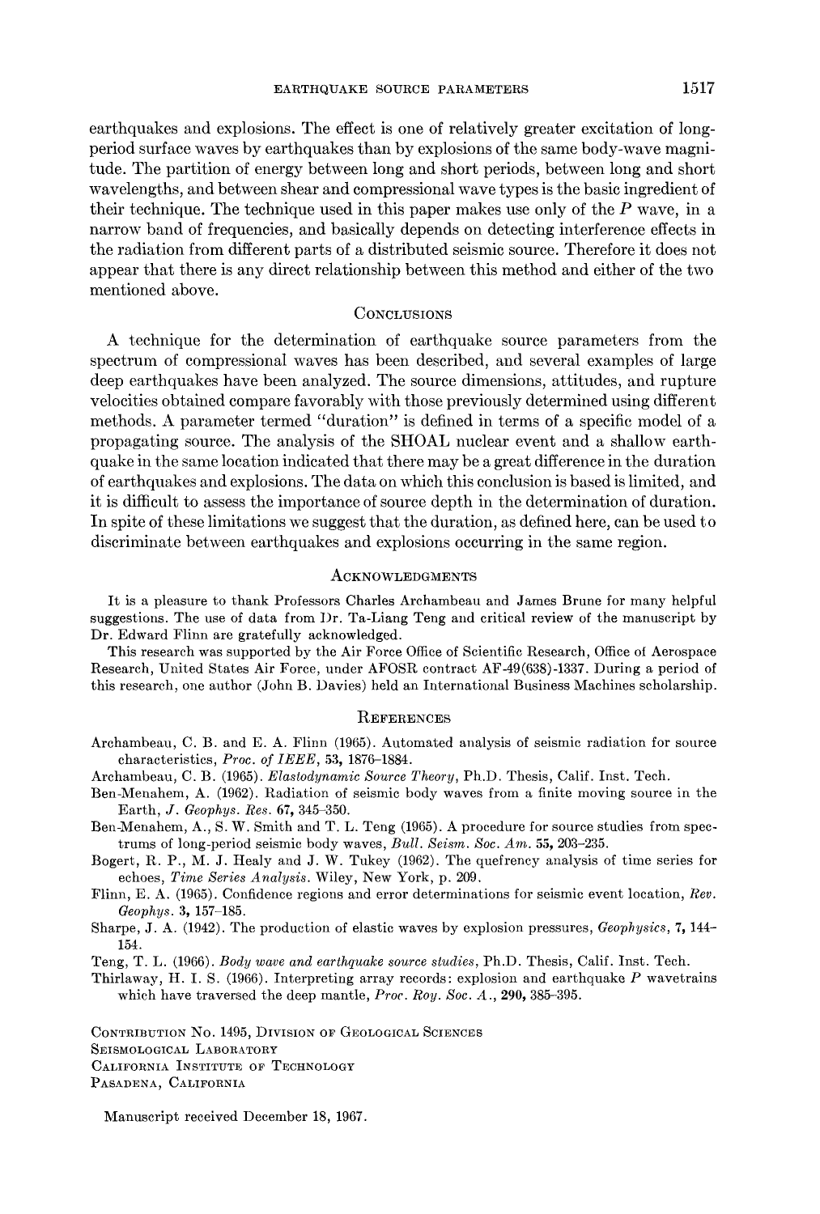earthquakes and explosions. The effect is one of relatively greater excitation of long-period surface waves by earthquakes than by explosions of the same body-wave magnitude. The partition of energy between long and short periods, between long and short wavelengths, and between shear and compressional wave types is the basic ingredient of their technique. The technique used in this paper makes use only of the *P* wave, in a narrow band of frequencies, and basically depends on detecting interference effects in the radiation from different parts of a distributed seismic source. Therefore it does not appear that there is any direct relationship between this method and either of the two mentioned above.

## Conclusions

A technique for the determination of earthquake source parameters from the spectrum of compressional waves has been described, and several examples of large deep earthquakes have been analyzed. The source dimensions, attitudes, and rupture velocities obtained compare favorably with those previously determined using different methods. A parameter termed "duration" is defined in terms of a specific model of a propagating source. The analysis of the SHOAL nuclear event and a shallow earthquake in the same location indicated that there may be a great difference in the duration of earthquakes and explosions. The data on which this conclusion is based is limited, and it is difficult to assess the importance of source depth in the determination of duration. In spite of these limitations we suggest that the duration, as defined here, can be used to discriminate between earthquakes and explosions occurring in the same region.

## Acknowledgments

It is a pleasure to thank Professors Charles Archambeau and James Brune for many helpful suggestions. The use of data from Dr. Ta-Liang Teng and critical review of the manuscript by Dr. Edward Flinn are gratefully acknowledged.

This research was supported by the Air Force Office of Scientific Research, Office of Aerospace Research, United States Air Force, under AFOSR contract AF-49(638)-1337. During a period of this research, one author (John B. Davies) held an International Business Machines scholarship.

## References

Archambeau, C. B. and E. A. Flinn (1965). Automated analysis of seismic radiation for source characteristics, *Proc. of IEEE*, **53**, 1876–1884.

Archambeau, C. B. (1965). *Elastodynamic Source Theory*, Ph.D. Thesis, Calif. Inst. Tech.

Ben-Menahem, A. (1962). Radiation of seismic body waves from a finite moving source in the Earth, *J. Geophys. Res.* **67**, 345–350.

Ben-Menahem, A., S. W. Smith and T. L. Teng (1965). A procedure for source studies from spectrums of long-period seismic body waves, *Bull. Seism. Soc. Am.* **55**, 203–235.

Bogert, R. P., M. J. Healy and J. W. Tukey (1962). The quefrency analysis of time series for echoes, *Time Series Analysis*. Wiley, New York, p. 209.

Flinn, E. A. (1965). Confidence regions and error determinations for seismic event location, *Rev. Geophys.* **3**, 157–185.

Sharpe, J. A. (1942). The production of elastic waves by explosion pressures, *Geophysics*, **7**, 144–154.

Teng, T. L. (1966). *Body wave and earthquake source studies*, Ph.D. Thesis, Calif. Inst. Tech.

Thirlaway, H. I. S. (1966). Interpreting array records: explosion and earthquake *P* wavetrains which have traversed the deep mantle, *Proc. Roy. Soc. A.*, **290**, 385–395.

Contribution No. 1495, Division of Geological Sciences
Seismological Laboratory
California Institute of Technology
Pasadena, California

Manuscript received December 18, 1967.